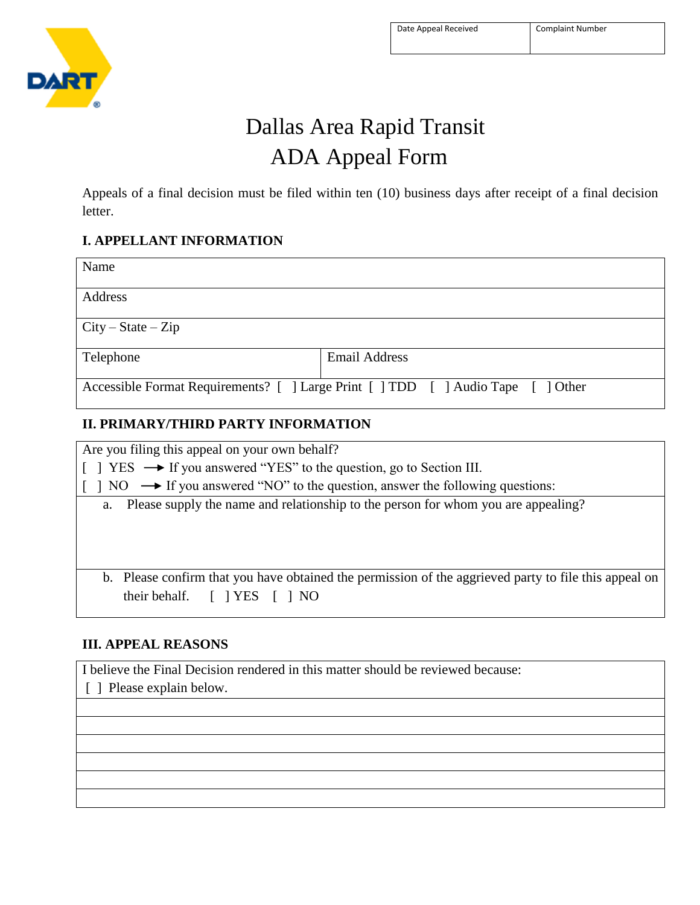| Date Appeal Received | Complaint Number |
| --- | --- |
| | |

# Dallas Area Rapid Transit
# ADA Appeal Form

Appeals of a final decision must be filed within ten (10) business days after receipt of a final decision letter.

## I. APPELLANT INFORMATION

| Name | |
| --- | --- |
| Address | |
| City – State – Zip | |
| Telephone | Email Address |
| Accessible Format Requirements? [ ] Large Print [ ] TDD [ ] Audio Tape [ ] Other | |

## II. PRIMARY/THIRD PARTY INFORMATION

Are you filing this appeal on your own behalf?

[ ] YES → If you answered "YES" to the question, go to Section III.

[ ] NO → If you answered "NO" to the question, answer the following questions:

a. Please supply the name and relationship to the person for whom you are appealing?

b. Please confirm that you have obtained the permission of the aggrieved party to file this appeal on their behalf. [ ] YES [ ] NO

## III. APPEAL REASONS

I believe the Final Decision rendered in this matter should be reviewed because:

[ ] Please explain below.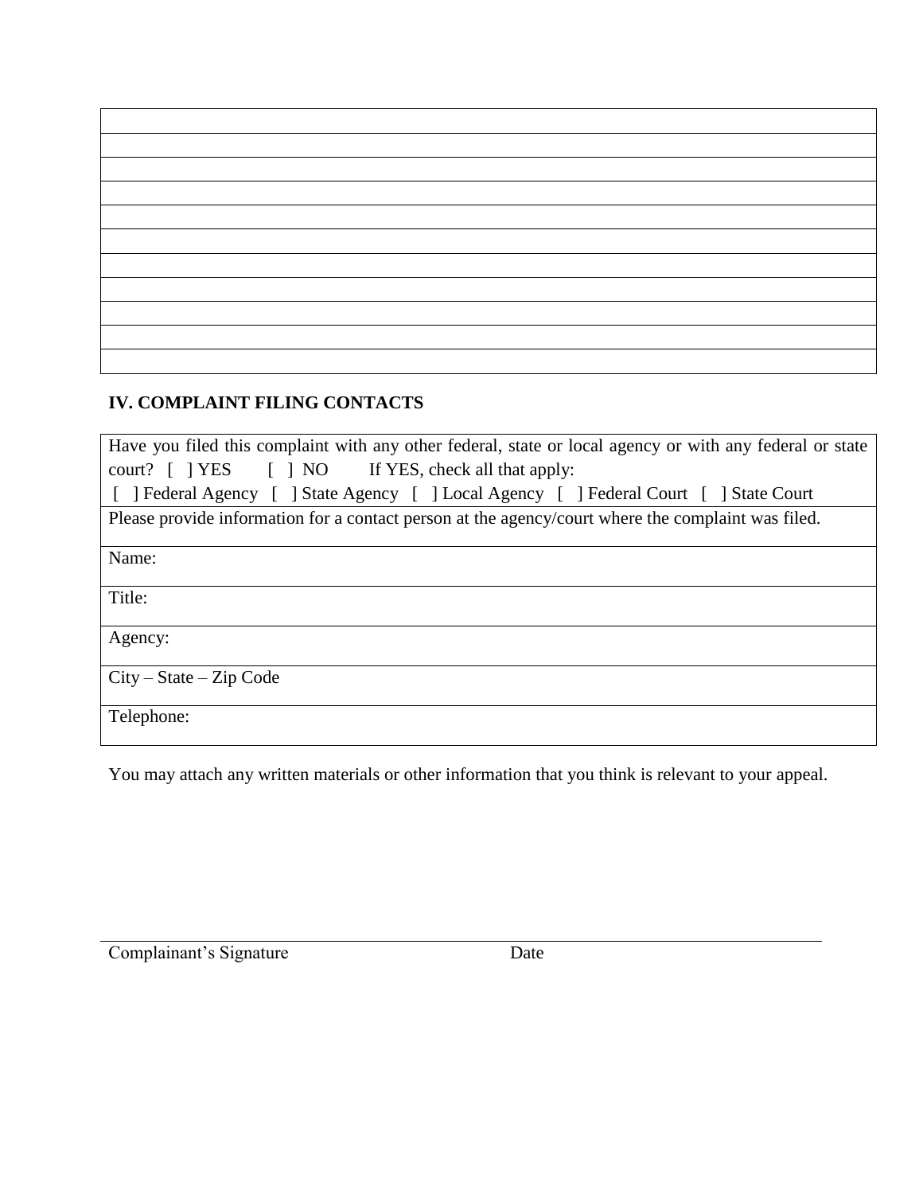| |
|---|
| |
| |
| |
| |
| |
| |
| |
| |
| |
| |

## IV. COMPLAINT FILING CONTACTS

| Have you filed this complaint with any other federal, state or local agency or with any federal or state court? [ ] YES [ ] NO If YES, check all that apply: [ ] Federal Agency [ ] State Agency [ ] Local Agency [ ] Federal Court [ ] State Court |
|---|
| Please provide information for a contact person at the agency/court where the complaint was filed. |
| Name: |
| Title: |
| Agency: |
| City – State – Zip Code |
| Telephone: |

You may attach any written materials or other information that you think is relevant to your appeal.

Complainant's Signature　　　　　　　　Date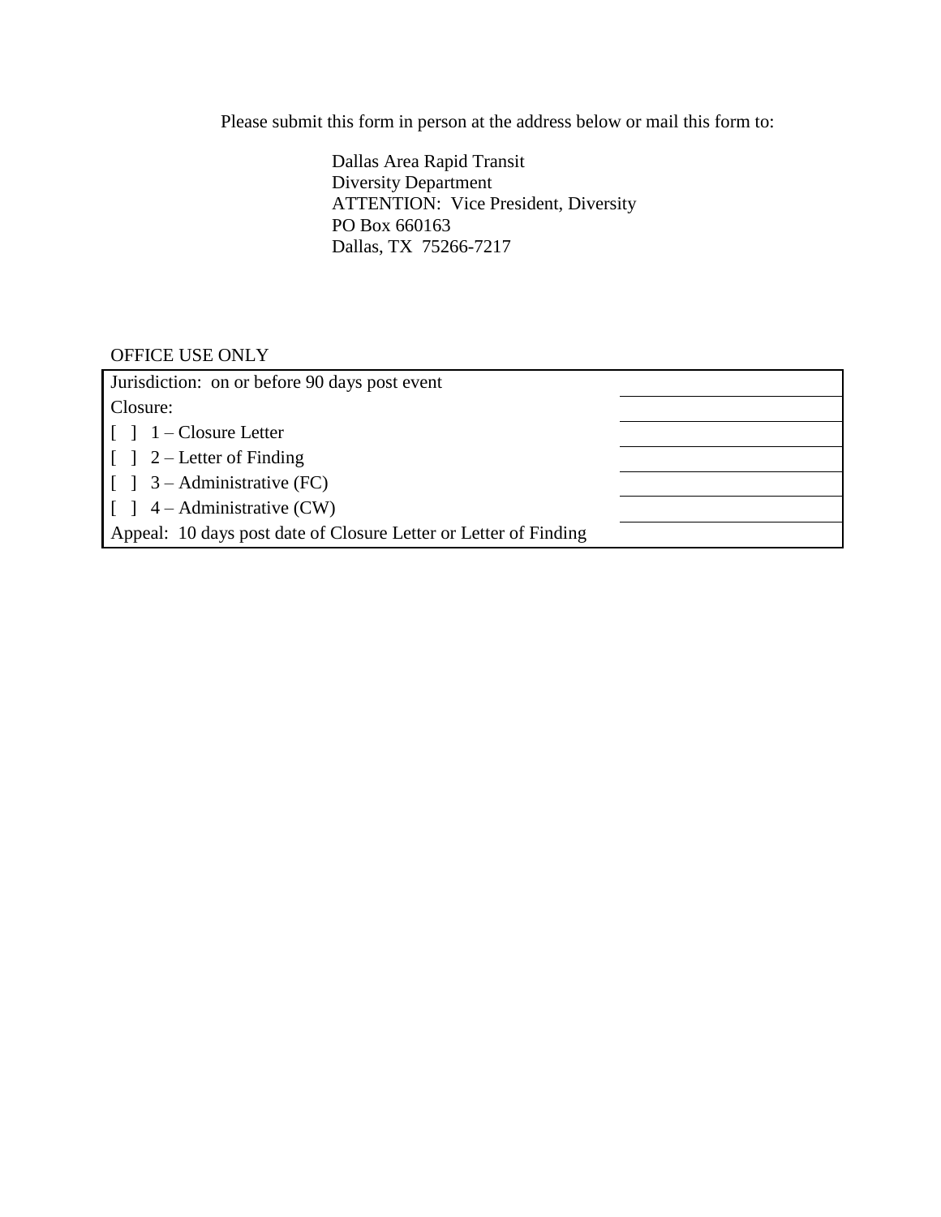Please submit this form in person at the address below or mail this form to:

Dallas Area Rapid Transit
Diversity Department
ATTENTION: Vice President, Diversity
PO Box 660163
Dallas, TX 75266-7217

OFFICE USE ONLY

| | |
|---|---|
| Jurisdiction: on or before 90 days post event | |
| Closure: | |
| [ ] 1 – Closure Letter | |
| [ ] 2 – Letter of Finding | |
| [ ] 3 – Administrative (FC) | |
| [ ] 4 – Administrative (CW) | |
| Appeal: 10 days post date of Closure Letter or Letter of Finding | |